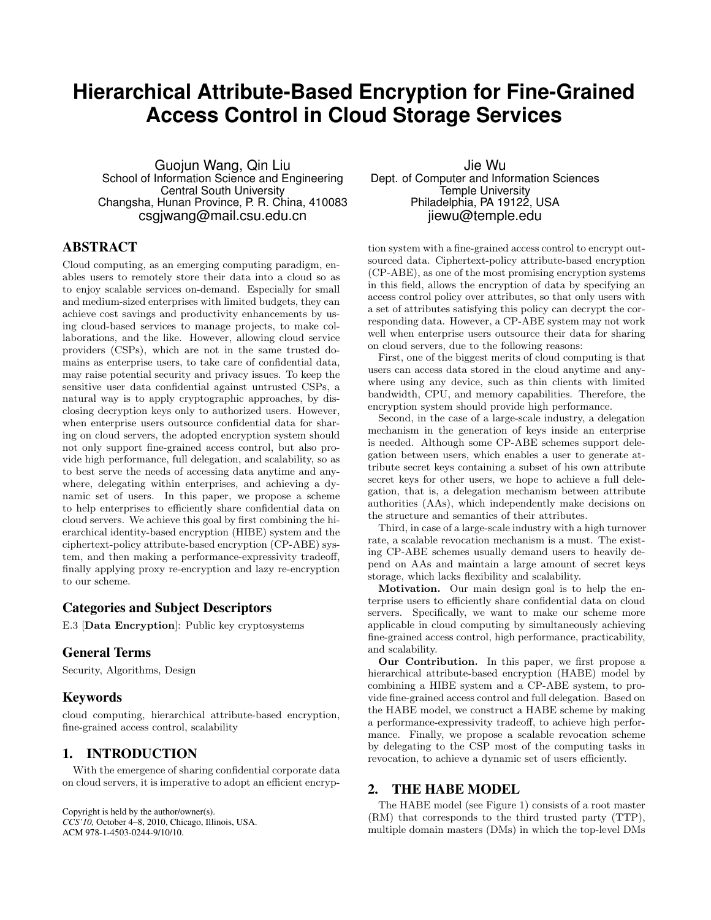# Hierarchical Attribute-Based Encryption for Fine-Grained Access Control in Cloud Storage Services

Guojun Wang, Qin Liu
School of Information Science and Engineering
Central South University
Changsha, Hunan Province, P. R. China, 410083
csgjwang@mail.csu.edu.cn

Jie Wu
Dept. of Computer and Information Sciences
Temple University
Philadelphia, PA 19122, USA
jiewu@temple.edu

## ABSTRACT

Cloud computing, as an emerging computing paradigm, enables users to remotely store their data into a cloud so as to enjoy scalable services on-demand. Especially for small and medium-sized enterprises with limited budgets, they can achieve cost savings and productivity enhancements by using cloud-based services to manage projects, to make collaborations, and the like. However, allowing cloud service providers (CSPs), which are not in the same trusted domains as enterprise users, to take care of confidential data, may raise potential security and privacy issues. To keep the sensitive user data confidential against untrusted CSPs, a natural way is to apply cryptographic approaches, by disclosing decryption keys only to authorized users. However, when enterprise users outsource confidential data for sharing on cloud servers, the adopted encryption system should not only support fine-grained access control, but also provide high performance, full delegation, and scalability, so as to best serve the needs of accessing data anytime and anywhere, delegating within enterprises, and achieving a dynamic set of users. In this paper, we propose a scheme to help enterprises to efficiently share confidential data on cloud servers. We achieve this goal by first combining the hierarchical identity-based encryption (HIBE) system and the ciphertext-policy attribute-based encryption (CP-ABE) system, and then making a performance-expressivity tradeoff, finally applying proxy re-encryption and lazy re-encryption to our scheme.

### Categories and Subject Descriptors

E.3 [**Data Encryption**]: Public key cryptosystems

### General Terms

Security, Algorithms, Design

### Keywords

cloud computing, hierarchical attribute-based encryption, fine-grained access control, scalability

## 1. INTRODUCTION

With the emergence of sharing confidential corporate data on cloud servers, it is imperative to adopt an efficient encryption system with a fine-grained access control to encrypt outsourced data. Ciphertext-policy attribute-based encryption (CP-ABE), as one of the most promising encryption systems in this field, allows the encryption of data by specifying an access control policy over attributes, so that only users with a set of attributes satisfying this policy can decrypt the corresponding data. However, a CP-ABE system may not work well when enterprise users outsource their data for sharing on cloud servers, due to the following reasons:

First, one of the biggest merits of cloud computing is that users can access data stored in the cloud anytime and anywhere using any device, such as thin clients with limited bandwidth, CPU, and memory capabilities. Therefore, the encryption system should provide high performance.

Second, in the case of a large-scale industry, a delegation mechanism in the generation of keys inside an enterprise is needed. Although some CP-ABE schemes support delegation between users, which enables a user to generate attribute secret keys containing a subset of his own attribute secret keys for other users, we hope to achieve a full delegation, that is, a delegation mechanism between attribute authorities (AAs), which independently make decisions on the structure and semantics of their attributes.

Third, in case of a large-scale industry with a high turnover rate, a scalable revocation mechanism is a must. The existing CP-ABE schemes usually demand users to heavily depend on AAs and maintain a large amount of secret keys storage, which lacks flexibility and scalability.

**Motivation.** Our main design goal is to help the enterprise users to efficiently share confidential data on cloud servers. Specifically, we want to make our scheme more applicable in cloud computing by simultaneously achieving fine-grained access control, high performance, practicability, and scalability.

**Our Contribution.** In this paper, we first propose a hierarchical attribute-based encryption (HABE) model by combining a HIBE system and a CP-ABE system, to provide fine-grained access control and full delegation. Based on the HABE model, we construct a HABE scheme by making a performance-expressivity tradeoff, to achieve high performance. Finally, we propose a scalable revocation scheme by delegating to the CSP most of the computing tasks in revocation, to achieve a dynamic set of users efficiently.

## 2. THE HABE MODEL

The HABE model (see Figure 1) consists of a root master (RM) that corresponds to the third trusted party (TTP), multiple domain masters (DMs) in which the top-level DMs

Copyright is held by the author/owner(s).
*CCS'10,* October 4–8, 2010, Chicago, Illinois, USA.
ACM 978-1-4503-0244-9/10/10.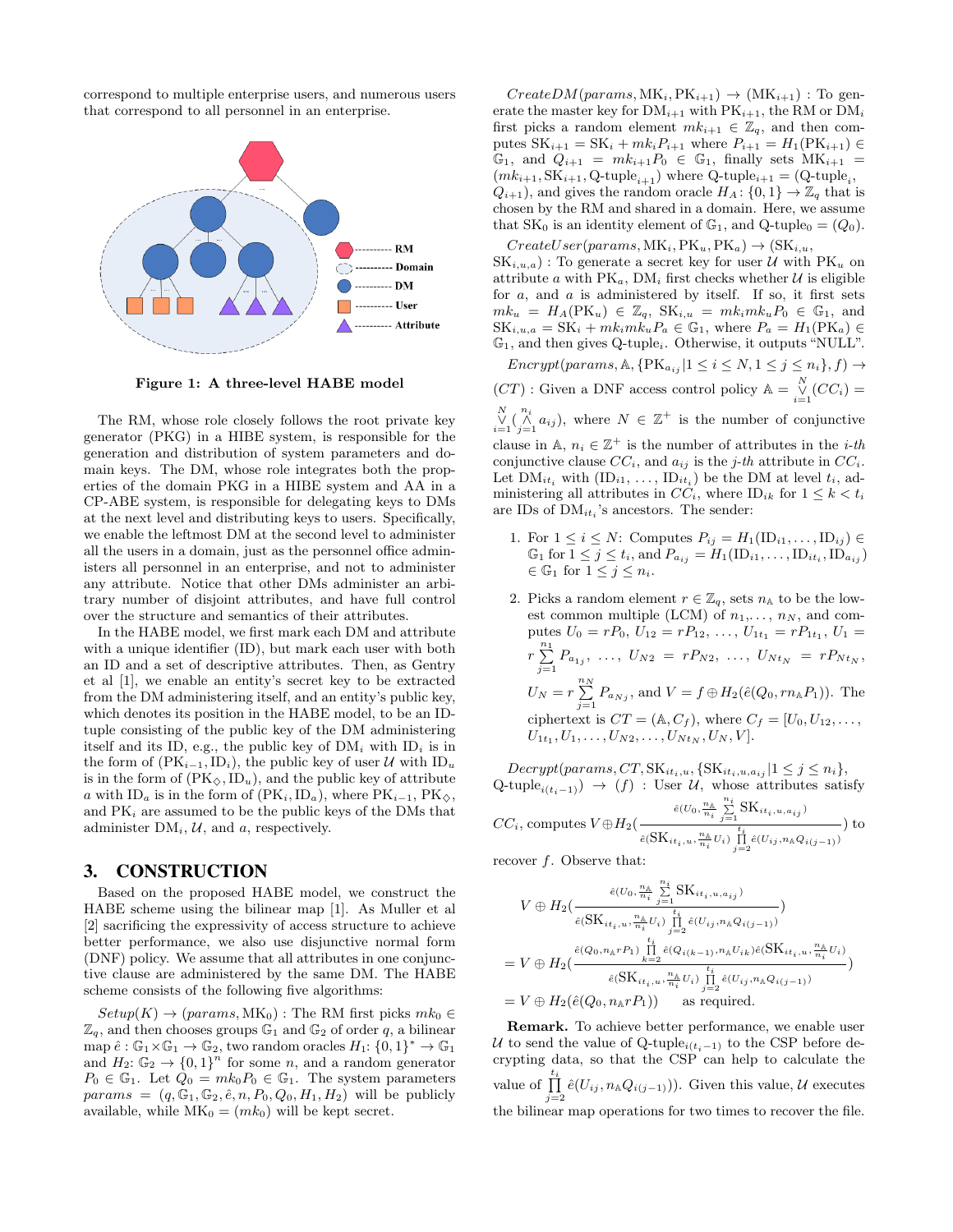correspond to multiple enterprise users, and numerous users that correspond to all personnel in an enterprise.

**Figure 1: A three-level HABE model**

The RM, whose role closely follows the root private key generator (PKG) in a HIBE system, is responsible for the generation and distribution of system parameters and domain keys. The DM, whose role integrates both the properties of the domain PKG in a HIBE system and AA in a CP-ABE system, is responsible for delegating keys to DMs at the next level and distributing keys to users. Specifically, we enable the leftmost DM at the second level to administer all the users in a domain, just as the personnel office administers all personnel in an enterprise, and not to administer any attribute. Notice that other DMs administer an arbitrary number of disjoint attributes, and have full control over the structure and semantics of their attributes.

In the HABE model, we first mark each DM and attribute with a unique identifier (ID), but mark each user with both an ID and a set of descriptive attributes. Then, as Gentry et al [1], we enable an entity's secret key to be extracted from the DM administering itself, and an entity's public key, which denotes its position in the HABE model, to be an ID-tuple consisting of the public key of the DM administering itself and its ID, e.g., the public key of $\mathrm{DM}_i$ with $\mathrm{ID}_i$ is in the form of $(\mathrm{PK}_{i-1}, \mathrm{ID}_i)$, the public key of user $\mathcal{U}$ with $\mathrm{ID}_u$ is in the form of $(\mathrm{PK}_{\diamondsuit}, \mathrm{ID}_u)$, and the public key of attribute $a$ with $\mathrm{ID}_a$ is in the form of $(\mathrm{PK}_i, \mathrm{ID}_a)$, where $\mathrm{PK}_{i-1}$, $\mathrm{PK}_{\diamondsuit}$, and $\mathrm{PK}_i$ are assumed to be the public keys of the DMs that administer $\mathrm{DM}_i$, $\mathcal{U}$, and $a$, respectively.

## 3. CONSTRUCTION

Based on the proposed HABE model, we construct the HABE scheme using the bilinear map [1]. As Muller et al [2] sacrificing the expressivity of access structure to achieve better performance, we also use disjunctive normal form (DNF) policy. We assume that all attributes in one conjunctive clause are administered by the same DM. The HABE scheme consists of the following five algorithms:

$Setup(K) \rightarrow (params, \mathrm{MK}_0)$ : The RM first picks $mk_0 \in \mathbb{Z}_q$, and then chooses groups $\mathbb{G}_1$ and $\mathbb{G}_2$ of order $q$, a bilinear map $\hat{e}: \mathbb{G}_1 \times \mathbb{G}_1 \rightarrow \mathbb{G}_2$, two random oracles $H_1$: $\{0,1\}^* \rightarrow \mathbb{G}_1$ and $H_2$: $\mathbb{G}_2 \rightarrow \{0,1\}^n$ for some $n$, and a random generator $P_0 \in \mathbb{G}_1$. Let $Q_0 = mk_0 P_0 \in \mathbb{G}_1$. The system parameters $params = (q, \mathbb{G}_1, \mathbb{G}_2, \hat{e}, n, P_0, Q_0, H_1, H_2)$ will be publicly available, while $\mathrm{MK}_0 = (mk_0)$ will be kept secret.

$CreateDM(params, \mathrm{MK}_i, \mathrm{PK}_{i+1}) \rightarrow (\mathrm{MK}_{i+1})$ : To generate the master key for $\mathrm{DM}_{i+1}$ with $\mathrm{PK}_{i+1}$, the RM or $\mathrm{DM}_i$ first picks a random element $mk_{i+1} \in \mathbb{Z}_q$, and then computes $\mathrm{SK}_{i+1} = \mathrm{SK}_i + mk_i P_{i+1}$ where $P_{i+1} = H_1(\mathrm{PK}_{i+1}) \in \mathbb{G}_1$, and $Q_{i+1} = mk_{i+1}P_0 \in \mathbb{G}_1$, finally sets $\mathrm{MK}_{i+1} = (mk_{i+1}, \mathrm{SK}_{i+1}, \text{Q-tuple}_{i+1})$ where $\text{Q-tuple}_{i+1} = (\text{Q-tuple}_i, Q_{i+1})$, and gives the random oracle $H_A$: $\{0,1\} \rightarrow \mathbb{Z}_q$ that is chosen by the RM and shared in a domain. Here, we assume that $\mathrm{SK}_0$ is an identity element of $\mathbb{G}_1$, and $\text{Q-tuple}_0 = (Q_0)$.

$CreateUser(params, \mathrm{MK}_i, \mathrm{PK}_u, \mathrm{PK}_a) \rightarrow (\mathrm{SK}_{i,u}, \mathrm{SK}_{i,u,a})$ : To generate a secret key for user $\mathcal{U}$ with $\mathrm{PK}_u$ on attribute $a$ with $\mathrm{PK}_a$, $\mathrm{DM}_i$ first checks whether $\mathcal{U}$ is eligible for $a$, and $a$ is administered by itself. If so, it first sets $mk_u = H_A(\mathrm{PK}_u) \in \mathbb{Z}_q$, $\mathrm{SK}_{i,u} = mk_i mk_u P_0 \in \mathbb{G}_1$, and $\mathrm{SK}_{i,u,a} = \mathrm{SK}_i + mk_i mk_u P_a \in \mathbb{G}_1$, where $P_a = H_1(\mathrm{PK}_a) \in \mathbb{G}_1$, and then gives $\text{Q-tuple}_i$. Otherwise, it outputs "NULL".

$Encrypt(params, \mathbb{A}, \{\mathrm{PK}_{a_{ij}} | 1 \le i \le N, 1 \le j \le n_i\}, f) \rightarrow (CT)$ : Given a DNF access control policy $\mathbb{A} = \overset{N}{\underset{i=1}{\vee}}(CC_i) = \overset{N}{\underset{i=1}{\vee}}(\overset{n_i}{\underset{j=1}{\wedge}} a_{ij})$, where $N \in \mathbb{Z}^+$ is the number of conjunctive clause in $\mathbb{A}$, $n_i \in \mathbb{Z}^+$ is the number of attributes in the $i$-$th$ conjunctive clause $CC_i$, and $a_{ij}$ is the $j$-$th$ attribute in $CC_i$. Let $\mathrm{DM}_{it_i}$ with $(\mathrm{ID}_{i1}, \ldots, \mathrm{ID}_{it_i})$ be the DM at level $t_i$, administering all attributes in $CC_i$, where $\mathrm{ID}_{ik}$ for $1 \le k < t_i$ are IDs of $\mathrm{DM}_{it_i}$'s ancestors. The sender:

1. For $1 \le i \le N$: Computes $P_{ij} = H_1(\mathrm{ID}_{i1}, \ldots, \mathrm{ID}_{ij}) \in \mathbb{G}_1$ for $1 \le j \le t_i$, and $P_{a_{ij}} = H_1(\mathrm{ID}_{i1}, \ldots, \mathrm{ID}_{it_i}, \mathrm{ID}_{a_{ij}}) \in \mathbb{G}_1$ for $1 \le j \le n_i$.

2. Picks a random element $r \in \mathbb{Z}_q$, sets $n_{\mathbb{A}}$ to be the lowest common multiple (LCM) of $n_1, \ldots, n_N$, and computes $U_0 = rP_0$, $U_{12} = rP_{12}$, $\ldots$, $U_{1t_1} = rP_{1t_1}$, $U_1 = r\sum_{j=1}^{n_1} P_{a_{1j}}$, $\ldots$, $U_{N2} = rP_{N2}$, $\ldots$, $U_{Nt_N} = rP_{Nt_N}$, $U_N = r\sum_{j=1}^{n_N} P_{a_{Nj}}$, and $V = f \oplus H_2(\hat{e}(Q_0, rn_{\mathbb{A}}P_1))$. The ciphertext is $CT = (\mathbb{A}, C_f)$, where $C_f = [U_0, U_{12}, \ldots, U_{1t_1}, U_1, \ldots, U_{N2}, \ldots, U_{Nt_N}, U_N, V]$.

$Decrypt(params, CT, \mathrm{SK}_{it_i,u}, \{\mathrm{SK}_{it_i,u,a_{ij}} | 1 \le j \le n_i\}, \text{Q-tuple}_{i(t_i-1)}) \rightarrow (f)$ : User $\mathcal{U}$, whose attributes satisfy $CC_i$, computes $V \oplus H_2(\frac{\hat{e}(U_0, \frac{n_{\mathbb{A}}}{n_i}\sum_{j=1}^{n_i} \mathrm{SK}_{it_i,u,a_{ij}})}{\hat{e}(\mathrm{SK}_{it_i,u}, \frac{n_{\mathbb{A}}}{n_i}U_i)\prod_{j=2}^{t_i}\hat{e}(U_{ij}, n_{\mathbb{A}}Q_{i(j-1)})})$ to recover $f$. Observe that:

$$
\begin{aligned}
& V \oplus H_2\left(\frac{\hat{e}(U_0, \frac{n_{\mathbb{A}}}{n_i}\sum_{j=1}^{n_i} \mathrm{SK}_{it_i,u,a_{ij}})}{\hat{e}(\mathrm{SK}_{it_i,u}, \frac{n_{\mathbb{A}}}{n_i}U_i)\prod_{j=2}^{t_i}\hat{e}(U_{ij}, n_{\mathbb{A}}Q_{i(j-1)})}\right) \\
&= V \oplus H_2\left(\frac{\hat{e}(Q_0, n_{\mathbb{A}}rP_1)\prod_{k=2}^{t_i}\hat{e}(Q_{i(k-1)}, n_{\mathbb{A}}U_{ik})\hat{e}(\mathrm{SK}_{it_i,u}, \frac{n_{\mathbb{A}}}{n_i}U_i)}{\hat{e}(\mathrm{SK}_{it_i,u}, \frac{n_{\mathbb{A}}}{n_i}U_i)\prod_{j=2}^{t_i}\hat{e}(U_{ij}, n_{\mathbb{A}}Q_{i(j-1)})}\right) \\
&= V \oplus H_2(\hat{e}(Q_0, n_{\mathbb{A}}rP_1)) \qquad \text{as required.}
\end{aligned}
$$

**Remark.** To achieve better performance, we enable user $\mathcal{U}$ to send the value of $\text{Q-tuple}_{i(t_i-1)}$ to the CSP before decrypting data, so that the CSP can help to calculate the value of $\prod_{j=2}^{t_i}\hat{e}(U_{ij}, n_{\mathbb{A}}Q_{i(j-1)})$. Given this value, $\mathcal{U}$ executes the bilinear map operations for two times to recover the file.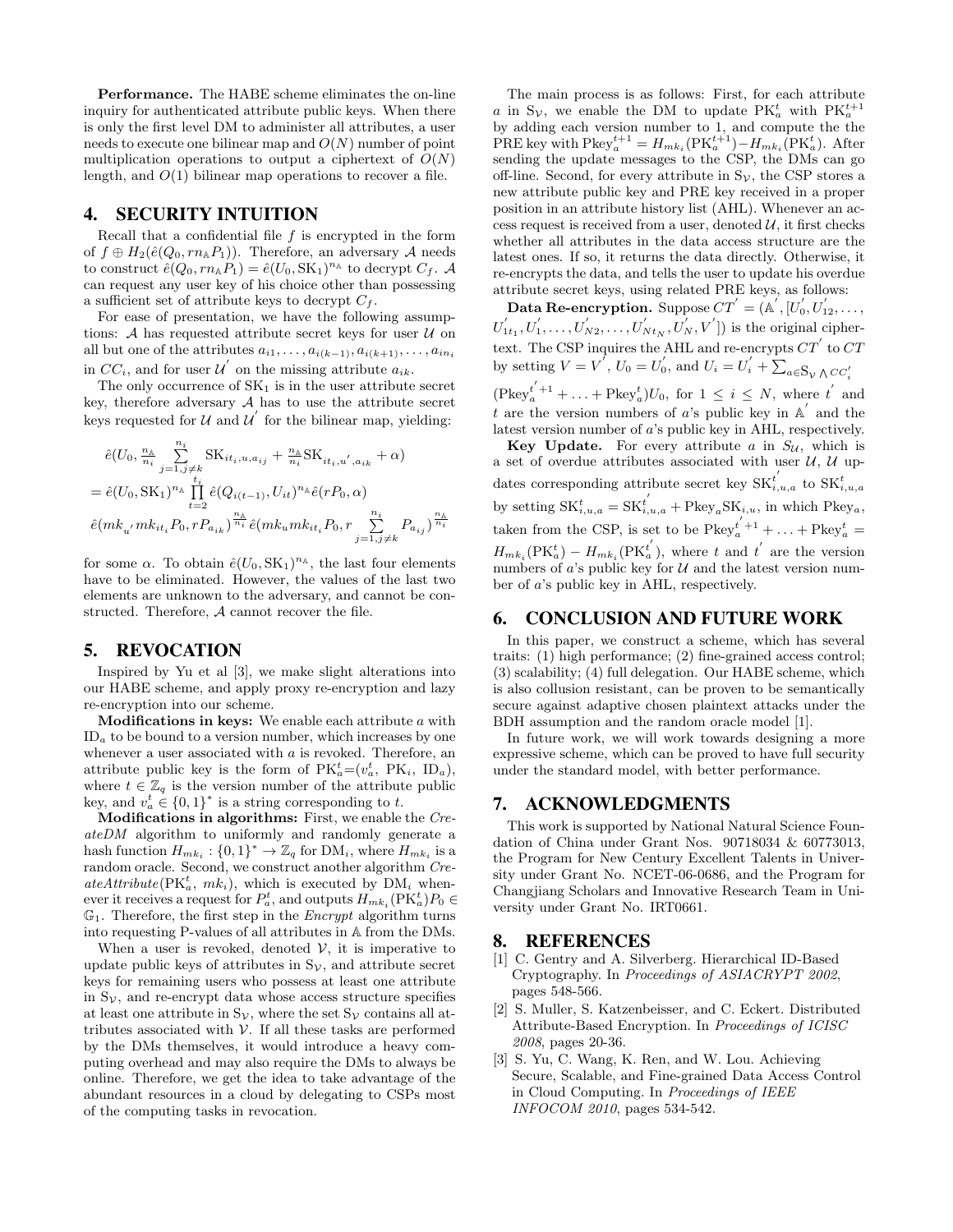**Performance.** The HABE scheme eliminates the on-line inquiry for authenticated attribute public keys. When there is only the first level DM to administer all attributes, a user needs to execute one bilinear map and $O(N)$ number of point multiplication operations to output a ciphertext of $O(N)$ length, and $O(1)$ bilinear map operations to recover a file.

## 4. SECURITY INTUITION

Recall that a confidential file $f$ is encrypted in the form of $f \oplus H_2(\hat{e}(Q_0, rn_{\mathbb{A}}P_1))$. Therefore, an adversary $\mathcal{A}$ needs to construct $\hat{e}(Q_0, rn_{\mathbb{A}}P_1) = \hat{e}(U_0, \text{SK}_1)^{n_{\mathbb{A}}}$ to decrypt $C_f$. $\mathcal{A}$ can request any user key of his choice other than possessing a sufficient set of attribute keys to decrypt $C_f$.

For ease of presentation, we have the following assumptions: $\mathcal{A}$ has requested attribute secret keys for user $\mathcal{U}$ on all but one of the attributes $a_{i1}, \ldots, a_{i(k-1)}, a_{i(k+1)}, \ldots, a_{in_i}$ in $CC_i$, and for user $\mathcal{U}'$ on the missing attribute $a_{ik}$.

The only occurrence of $\text{SK}_1$ is in the user attribute secret key, therefore adversary $\mathcal{A}$ has to use the attribute secret keys requested for $\mathcal{U}$ and $\mathcal{U}'$ for the bilinear map, yielding:

$$
\begin{aligned}
&\hat{e}(U_0, \tfrac{n_{\mathbb{A}}}{n_i} \sum_{j=1, j\neq k}^{n_i} \text{SK}_{it_i,u,a_{ij}} + \tfrac{n_{\mathbb{A}}}{n_i} \text{SK}_{it_i,u',a_{ik}} + \alpha) \\
&= \hat{e}(U_0, \text{SK}_1)^{n_{\mathbb{A}}} \prod_{t=2}^{t_i} \hat{e}(Q_{i(t-1)}, U_{it})^{n_{\mathbb{A}}} \hat{e}(rP_0, \alpha) \\
&\hat{e}(mk_{u'} mk_{it_i} P_0, rP_{a_{ik}})^{\frac{n_{\mathbb{A}}}{n_i}} \hat{e}(mk_u mk_{it_i} P_0, r \sum_{j=1, j\neq k}^{n_i} P_{a_{ij}})^{\frac{n_{\mathbb{A}}}{n_i}}
\end{aligned}
$$

for some $\alpha$. To obtain $\hat{e}(U_0, \text{SK}_1)^{n_{\mathbb{A}}}$, the last four elements have to be eliminated. However, the values of the last two elements are unknown to the adversary, and cannot be constructed. Therefore, $\mathcal{A}$ cannot recover the file.

## 5. REVOCATION

Inspired by Yu et al [3], we make slight alterations into our HABE scheme, and apply proxy re-encryption and lazy re-encryption into our scheme.

**Modifications in keys:** We enable each attribute $a$ with $\text{ID}_a$ to be bound to a version number, which increases by one whenever a user associated with $a$ is revoked. Therefore, an attribute public key is the form of $\text{PK}_a^t = (v_a^t, \text{PK}_i, \text{ID}_a)$, where $t \in \mathbb{Z}_q$ is the version number of the attribute public key, and $v_a^t \in \{0,1\}^*$ is a string corresponding to $t$.

**Modifications in algorithms:** First, we enable the *CreateDM* algorithm to uniformly and randomly generate a hash function $H_{mk_i}: \{0,1\}^* \to \mathbb{Z}_q$ for $\text{DM}_i$, where $H_{mk_i}$ is a random oracle. Second, we construct another algorithm *CreateAttribute*$(\text{PK}_a^t, mk_i)$, which is executed by $\text{DM}_i$ whenever it receives a request for $P_a^t$, and outputs $H_{mk_i}(\text{PK}_a^t)P_0 \in \mathbb{G}_1$. Therefore, the first step in the *Encrypt* algorithm turns into requesting P-values of all attributes in $\mathbb{A}$ from the DMs.

When a user is revoked, denoted $\mathcal{V}$, it is imperative to update public keys of attributes in $\text{S}_{\mathcal{V}}$, and attribute secret keys for remaining users who possess at least one attribute in $\text{S}_{\mathcal{V}}$, and re-encrypt data whose access structure specifies at least one attribute in $\text{S}_{\mathcal{V}}$, where the set $\text{S}_{\mathcal{V}}$ contains all attributes associated with $\mathcal{V}$. If all these tasks are performed by the DMs themselves, it would introduce a heavy computing overhead and may also require the DMs to always be online. Therefore, we get the idea to take advantage of the abundant resources in a cloud by delegating to CSPs most of the computing tasks in revocation.

The main process is as follows: First, for each attribute $a$ in $\text{S}_{\mathcal{V}}$, we enable the DM to update $\text{PK}_a^t$ with $\text{PK}_a^{t+1}$ by adding each version number to 1, and compute the the PRE key with $\text{Pkey}_a^{t+1} = H_{mk_i}(\text{PK}_a^{t+1}) - H_{mk_i}(\text{PK}_a^t)$. After sending the update messages to the CSP, the DMs can go off-line. Second, for every attribute in $\text{S}_{\mathcal{V}}$, the CSP stores a new attribute public key and PRE key received in a proper position in an attribute history list (AHL). Whenever an access request is received from a user, denoted $\mathcal{U}$, it first checks whether all attributes in the data access structure are the latest ones. If so, it returns the data directly. Otherwise, it re-encrypts the data, and tells the user to update his overdue attribute secret keys, using related PRE keys, as follows:

**Data Re-encryption.** Suppose $CT' = (\mathbb{A}', [U_0', U_{12}', \ldots, U_{1t_1}', U_1', \ldots, U_{N2}', \ldots, U_{Nt_N}', U_N', V'])$ is the original ciphertext. The CSP inquires the AHL and re-encrypts $CT'$ to $CT$ by setting $V = V'$, $U_0 = U_0'$, and $U_i = U_i' + \sum_{a \in \text{S}_{\mathcal{V}} \wedge CC_i'} (\text{Pkey}_a^{t'+1} + \ldots + \text{Pkey}_a^t)U_0$, for $1 \leq i \leq N$, where $t'$ and $t$ are the version numbers of $a$'s public key in $\mathbb{A}'$ and the latest version number of $a$'s public key in AHL, respectively.

**Key Update.** For every attribute $a$ in $S_{\mathcal{U}}$, which is a set of overdue attributes associated with user $\mathcal{U}$, $\mathcal{U}$ updates corresponding attribute secret key $\text{SK}_{i,u,a}^{t'}$ to $\text{SK}_{i,u,a}^t$ by setting $\text{SK}_{i,u,a}^t = \text{SK}_{i,u,a}^{t'} + \text{Pkey}_a \text{SK}_{i,u}$, in which $\text{Pkey}_a$, taken from the CSP, is set to be $\text{Pkey}_a^{t'+1} + \ldots + \text{Pkey}_a^t = H_{mk_i}(\text{PK}_a^t) - H_{mk_i}(\text{PK}_a^{t'})$, where $t$ and $t'$ are the version numbers of $a$'s public key for $\mathcal{U}$ and the latest version number of $a$'s public key in AHL, respectively.

## 6. CONCLUSION AND FUTURE WORK

In this paper, we construct a scheme, which has several traits: (1) high performance; (2) fine-grained access control; (3) scalability; (4) full delegation. Our HABE scheme, which is also collusion resistant, can be proven to be semantically secure against adaptive chosen plaintext attacks under the BDH assumption and the random oracle model [1].

In future work, we will work towards designing a more expressive scheme, which can be proved to have full security under the standard model, with better performance.

## 7. ACKNOWLEDGMENTS

This work is supported by National Natural Science Foundation of China under Grant Nos. 90718034 & 60773013, the Program for New Century Excellent Talents in University under Grant No. NCET-06-0686, and the Program for Changjiang Scholars and Innovative Research Team in University under Grant No. IRT0661.

## 8. REFERENCES

[1] C. Gentry and A. Silverberg. Hierarchical ID-Based Cryptography. In *Proceedings of ASIACRYPT 2002*, pages 548-566.

[2] S. Muller, S. Katzenbeisser, and C. Eckert. Distributed Attribute-Based Encryption. In *Proceedings of ICISC 2008*, pages 20-36.

[3] S. Yu, C. Wang, K. Ren, and W. Lou. Achieving Secure, Scalable, and Fine-grained Data Access Control in Cloud Computing. In *Proceedings of IEEE INFOCOM 2010*, pages 534-542.